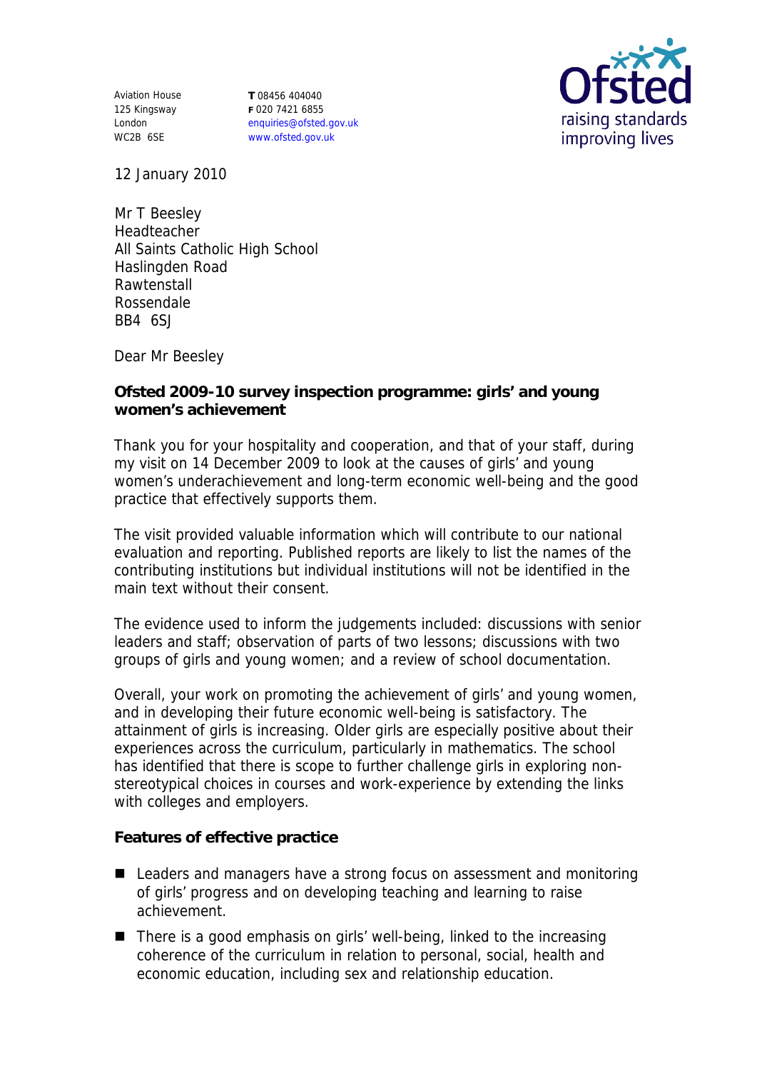Aviation House
125 Kingsway
London
WC2B 6SE

**T** 08456 404040
**F** 020 7421 6855
enquiries@ofsted.gov.uk
www.ofsted.gov.uk

Ofsted
raising standards
improving lives

12 January 2010

Mr T Beesley
Headteacher
All Saints Catholic High School
Haslingden Road
Rawtenstall
Rossendale
BB4 6SJ

Dear Mr Beesley

**Ofsted 2009-10 survey inspection programme: girls' and young women's achievement**

Thank you for your hospitality and cooperation, and that of your staff, during my visit on 14 December 2009 to look at the causes of girls' and young women's underachievement and long-term economic well-being and the good practice that effectively supports them.

The visit provided valuable information which will contribute to our national evaluation and reporting. Published reports are likely to list the names of the contributing institutions but individual institutions will not be identified in the main text without their consent.

The evidence used to inform the judgements included: discussions with senior leaders and staff; observation of parts of two lessons; discussions with two groups of girls and young women; and a review of school documentation.

Overall, your work on promoting the achievement of girls' and young women, and in developing their future economic well-being is satisfactory. The attainment of girls is increasing. Older girls are especially positive about their experiences across the curriculum, particularly in mathematics. The school has identified that there is scope to further challenge girls in exploring non-stereotypical choices in courses and work-experience by extending the links with colleges and employers.

**Features of effective practice**

- Leaders and managers have a strong focus on assessment and monitoring of girls' progress and on developing teaching and learning to raise achievement.
- There is a good emphasis on girls' well-being, linked to the increasing coherence of the curriculum in relation to personal, social, health and economic education, including sex and relationship education.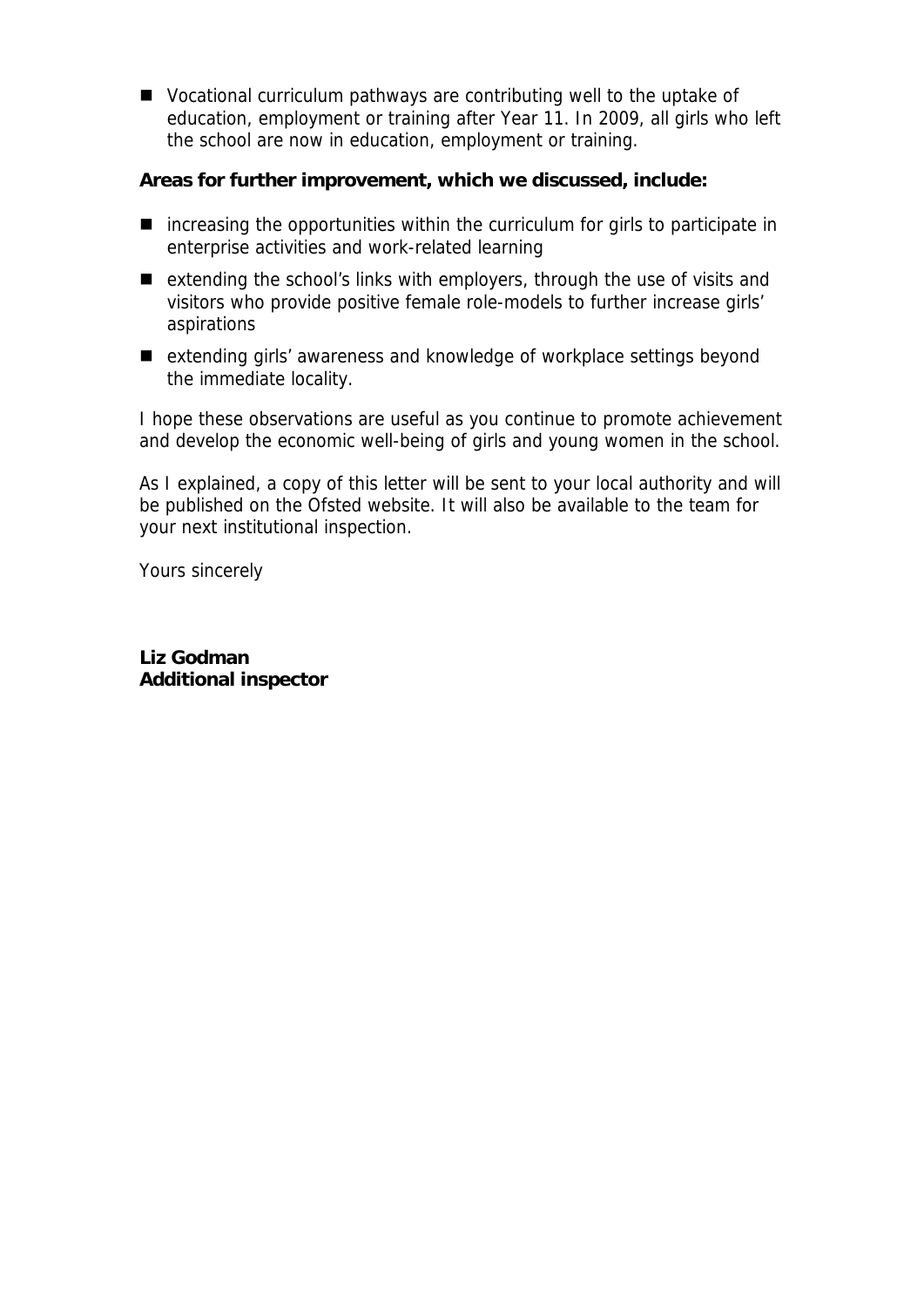- Vocational curriculum pathways are contributing well to the uptake of education, employment or training after Year 11. In 2009, all girls who left the school are now in education, employment or training.

**Areas for further improvement, which we discussed, include:**

- increasing the opportunities within the curriculum for girls to participate in enterprise activities and work-related learning
- extending the school's links with employers, through the use of visits and visitors who provide positive female role-models to further increase girls' aspirations
- extending girls' awareness and knowledge of workplace settings beyond the immediate locality.

I hope these observations are useful as you continue to promote achievement and develop the economic well-being of girls and young women in the school.

As I explained, a copy of this letter will be sent to your local authority and will be published on the Ofsted website. It will also be available to the team for your next institutional inspection.

Yours sincerely

**Liz Godman**
**Additional inspector**